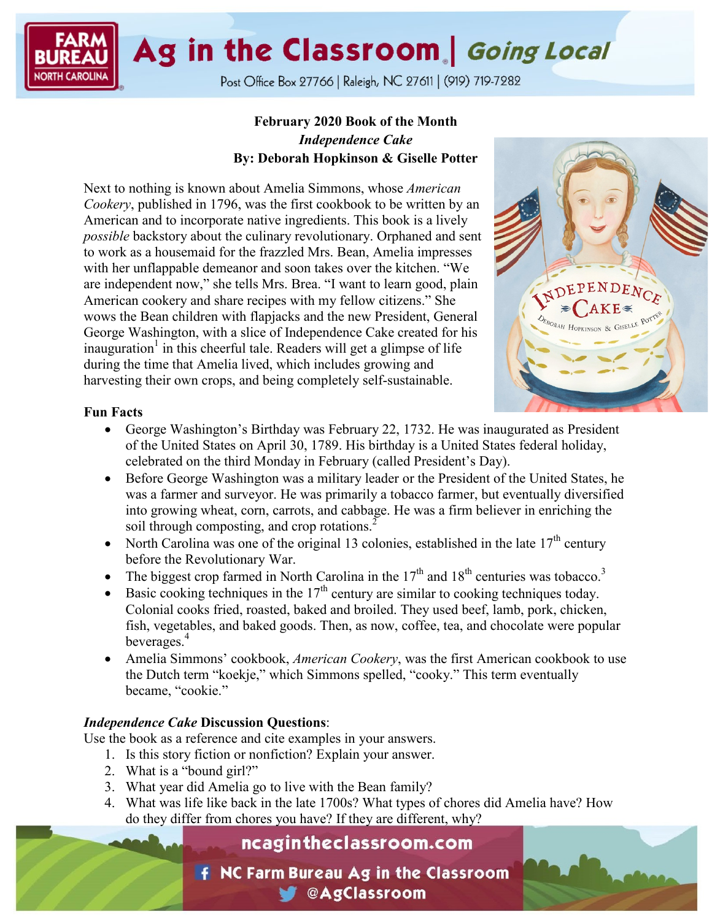**February 2020 Book of the Month**
***Independence Cake***
**By: Deborah Hopkinson & Giselle Potter**

Next to nothing is known about Amelia Simmons, whose *American Cookery*, published in 1796, was the first cookbook to be written by an American and to incorporate native ingredients. This book is a lively *possible* backstory about the culinary revolutionary. Orphaned and sent to work as a housemaid for the frazzled Mrs. Bean, Amelia impresses with her unflappable demeanor and soon takes over the kitchen. "We are independent now," she tells Mrs. Brea. "I want to learn good, plain American cookery and share recipes with my fellow citizens." She wows the Bean children with flapjacks and the new President, General George Washington, with a slice of Independence Cake created for his inauguration[1] in this cheerful tale. Readers will get a glimpse of life during the time that Amelia lived, which includes growing and harvesting their own crops, and being completely self-sustainable.

**Fun Facts**

- George Washington's Birthday was February 22, 1732. He was inaugurated as President of the United States on April 30, 1789. His birthday is a United States federal holiday, celebrated on the third Monday in February (called President's Day).
- Before George Washington was a military leader or the President of the United States, he was a farmer and surveyor. He was primarily a tobacco farmer, but eventually diversified into growing wheat, corn, carrots, and cabbage. He was a firm believer in enriching the soil through composting, and crop rotations.[2]
- North Carolina was one of the original 13 colonies, established in the late 17th century before the Revolutionary War.
- The biggest crop farmed in North Carolina in the 17th and 18th centuries was tobacco.[3]
- Basic cooking techniques in the 17th century are similar to cooking techniques today. Colonial cooks fried, roasted, baked and broiled. They used beef, lamb, pork, chicken, fish, vegetables, and baked goods. Then, as now, coffee, tea, and chocolate were popular beverages.[4]
- Amelia Simmons' cookbook, *American Cookery*, was the first American cookbook to use the Dutch term "koekje," which Simmons spelled, "cooky." This term eventually became, "cookie."

***Independence Cake* Discussion Questions**:

Use the book as a reference and cite examples in your answers.

1. Is this story fiction or nonfiction? Explain your answer.
2. What is a "bound girl?"
3. What year did Amelia go to live with the Bean family?
4. What was life like back in the late 1700s? What types of chores did Amelia have? How do they differ from chores you have? If they are different, why?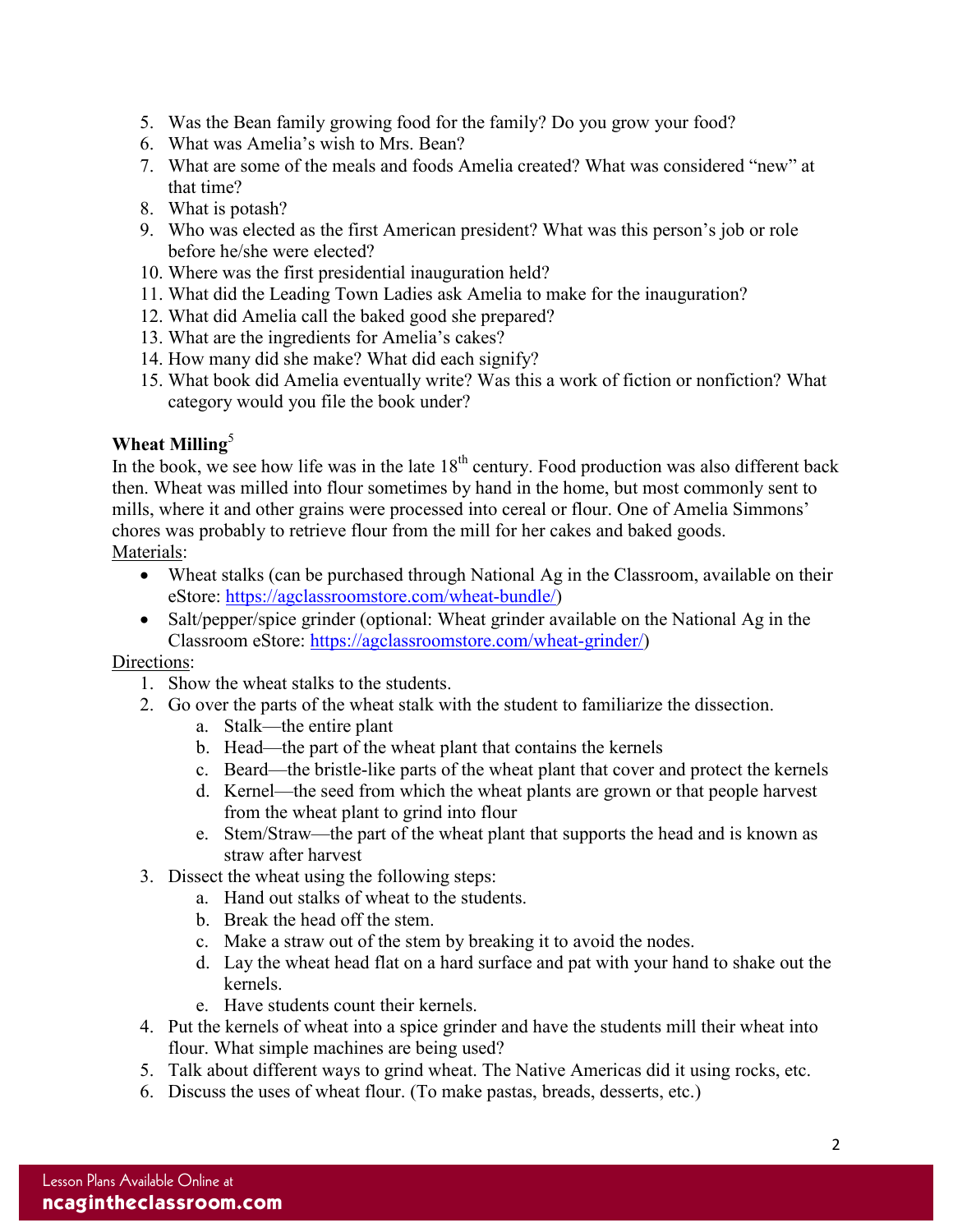5. Was the Bean family growing food for the family? Do you grow your food?
6. What was Amelia's wish to Mrs. Bean?
7. What are some of the meals and foods Amelia created? What was considered "new" at that time?
8. What is potash?
9. Who was elected as the first American president? What was this person's job or role before he/she were elected?
10. Where was the first presidential inauguration held?
11. What did the Leading Town Ladies ask Amelia to make for the inauguration?
12. What did Amelia call the baked good she prepared?
13. What are the ingredients for Amelia's cakes?
14. How many did she make? What did each signify?
15. What book did Amelia eventually write? Was this a work of fiction or nonfiction? What category would you file the book under?

**Wheat Milling**[5]

In the book, we see how life was in the late 18th century. Food production was also different back then. Wheat was milled into flour sometimes by hand in the home, but most commonly sent to mills, where it and other grains were processed into cereal or flour. One of Amelia Simmons' chores was probably to retrieve flour from the mill for her cakes and baked goods.

Materials:

- Wheat stalks (can be purchased through National Ag in the Classroom, available on their eStore: https://agclassroomstore.com/wheat-bundle/)
- Salt/pepper/spice grinder (optional: Wheat grinder available on the National Ag in the Classroom eStore: https://agclassroomstore.com/wheat-grinder/)

Directions:

1. Show the wheat stalks to the students.
2. Go over the parts of the wheat stalk with the student to familiarize the dissection.
   a. Stalk—the entire plant
   b. Head—the part of the wheat plant that contains the kernels
   c. Beard—the bristle-like parts of the wheat plant that cover and protect the kernels
   d. Kernel—the seed from which the wheat plants are grown or that people harvest from the wheat plant to grind into flour
   e. Stem/Straw—the part of the wheat plant that supports the head and is known as straw after harvest
3. Dissect the wheat using the following steps:
   a. Hand out stalks of wheat to the students.
   b. Break the head off the stem.
   c. Make a straw out of the stem by breaking it to avoid the nodes.
   d. Lay the wheat head flat on a hard surface and pat with your hand to shake out the kernels.
   e. Have students count their kernels.
4. Put the kernels of wheat into a spice grinder and have the students mill their wheat into flour. What simple machines are being used?
5. Talk about different ways to grind wheat. The Native Americas did it using rocks, etc.
6. Discuss the uses of wheat flour. (To make pastas, breads, desserts, etc.)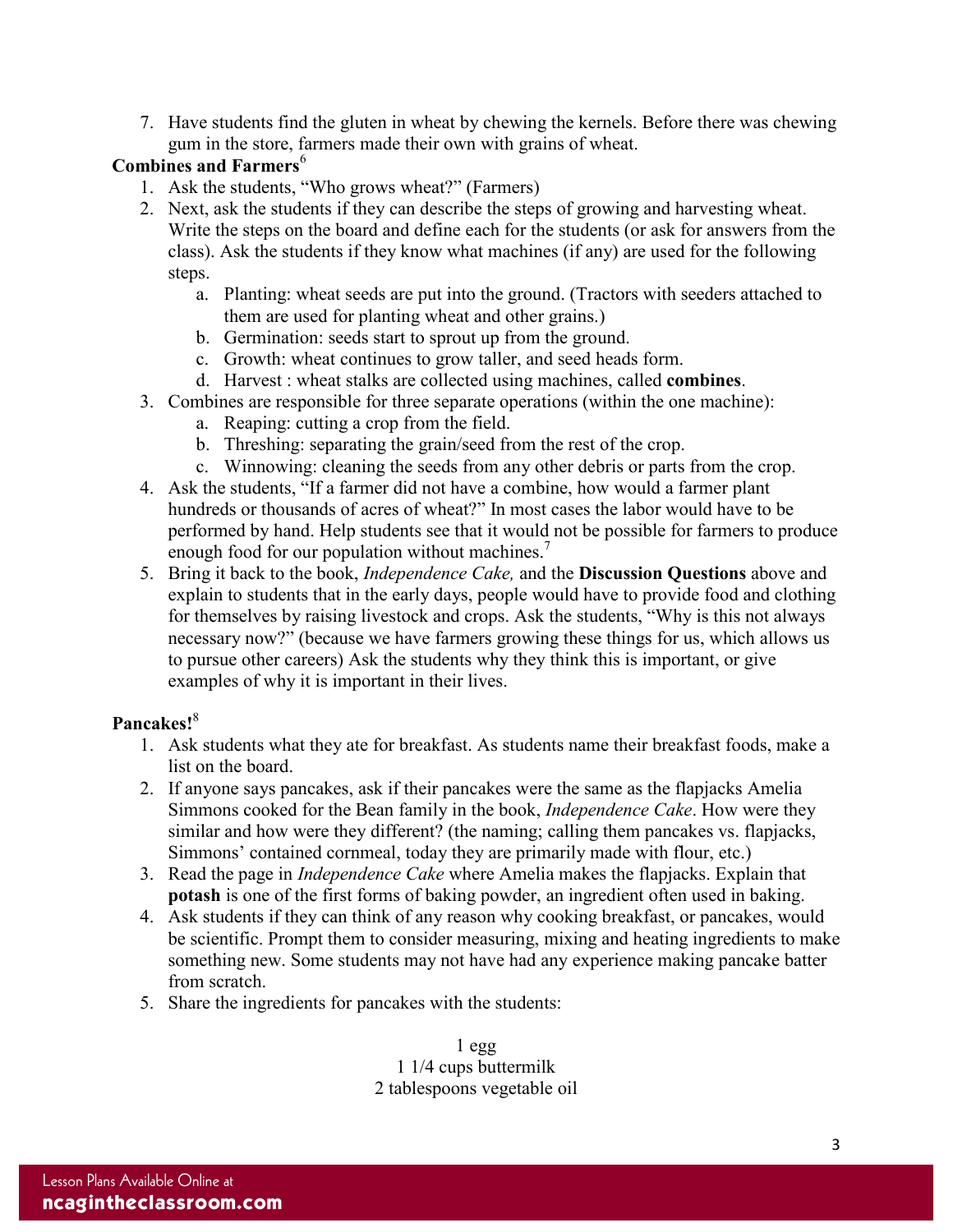7. Have students find the gluten in wheat by chewing the kernels. Before there was chewing gum in the store, farmers made their own with grains of wheat.

**Combines and Farmers**[6]

1. Ask the students, "Who grows wheat?" (Farmers)
2. Next, ask the students if they can describe the steps of growing and harvesting wheat. Write the steps on the board and define each for the students (or ask for answers from the class). Ask the students if they know what machines (if any) are used for the following steps.
   a. Planting: wheat seeds are put into the ground. (Tractors with seeders attached to them are used for planting wheat and other grains.)
   b. Germination: seeds start to sprout up from the ground.
   c. Growth: wheat continues to grow taller, and seed heads form.
   d. Harvest : wheat stalks are collected using machines, called **combines**.
3. Combines are responsible for three separate operations (within the one machine):
   a. Reaping: cutting a crop from the field.
   b. Threshing: separating the grain/seed from the rest of the crop.
   c. Winnowing: cleaning the seeds from any other debris or parts from the crop.
4. Ask the students, "If a farmer did not have a combine, how would a farmer plant hundreds or thousands of acres of wheat?" In most cases the labor would have to be performed by hand. Help students see that it would not be possible for farmers to produce enough food for our population without machines.[7]
5. Bring it back to the book, *Independence Cake,* and the **Discussion Questions** above and explain to students that in the early days, people would have to provide food and clothing for themselves by raising livestock and crops. Ask the students, "Why is this not always necessary now?" (because we have farmers growing these things for us, which allows us to pursue other careers) Ask the students why they think this is important, or give examples of why it is important in their lives.

**Pancakes!**[8]

1. Ask students what they ate for breakfast. As students name their breakfast foods, make a list on the board.
2. If anyone says pancakes, ask if their pancakes were the same as the flapjacks Amelia Simmons cooked for the Bean family in the book, *Independence Cake*. How were they similar and how were they different? (the naming; calling them pancakes vs. flapjacks, Simmons' contained cornmeal, today they are primarily made with flour, etc.)
3. Read the page in *Independence Cake* where Amelia makes the flapjacks. Explain that **potash** is one of the first forms of baking powder, an ingredient often used in baking.
4. Ask students if they can think of any reason why cooking breakfast, or pancakes, would be scientific. Prompt them to consider measuring, mixing and heating ingredients to make something new. Some students may not have had any experience making pancake batter from scratch.
5. Share the ingredients for pancakes with the students:

1 egg
1 1/4 cups buttermilk
2 tablespoons vegetable oil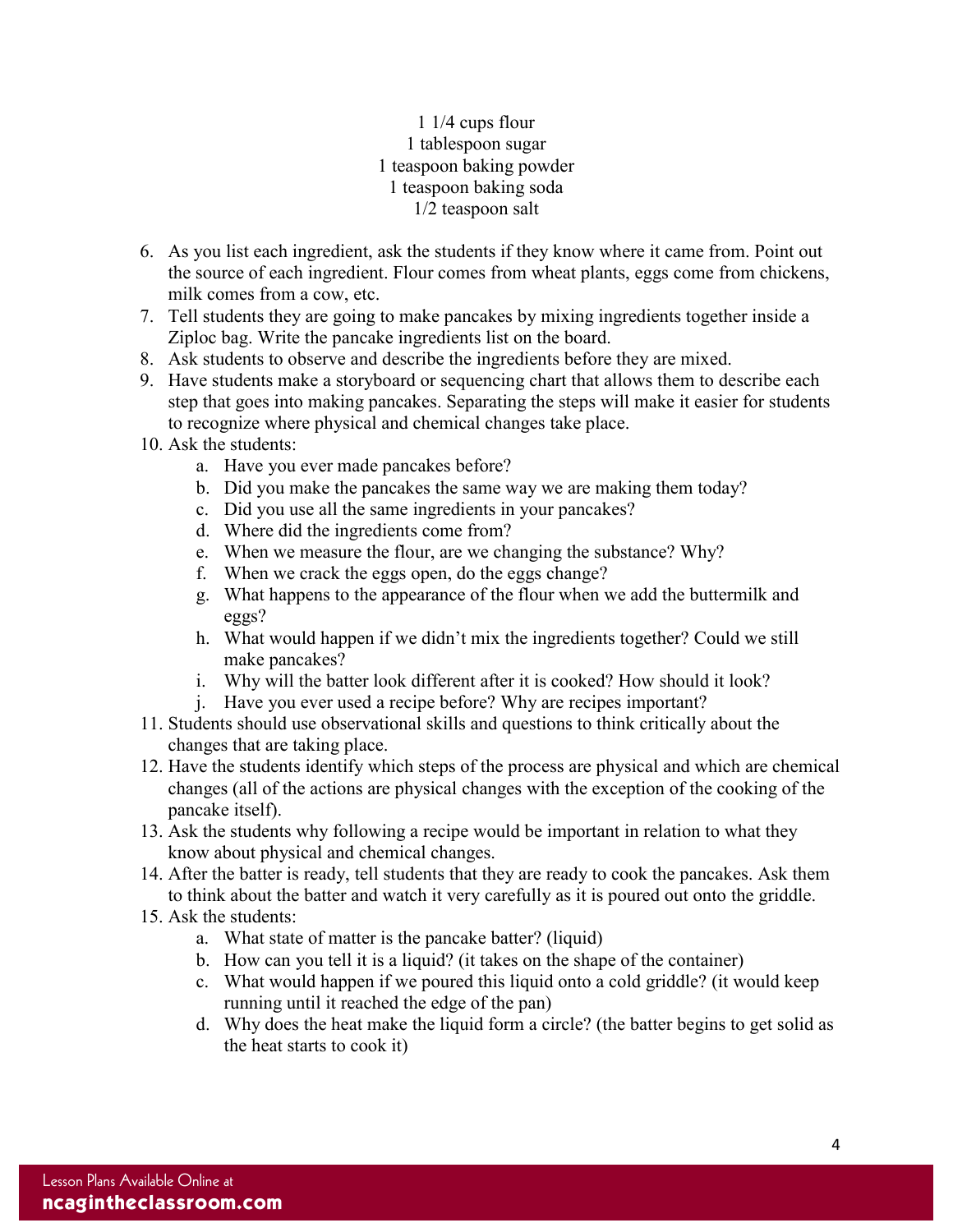1 1/4 cups flour  
1 tablespoon sugar  
1 teaspoon baking powder  
1 teaspoon baking soda  
1/2 teaspoon salt

6. As you list each ingredient, ask the students if they know where it came from. Point out the source of each ingredient. Flour comes from wheat plants, eggs come from chickens, milk comes from a cow, etc.
7. Tell students they are going to make pancakes by mixing ingredients together inside a Ziploc bag. Write the pancake ingredients list on the board.
8. Ask students to observe and describe the ingredients before they are mixed.
9. Have students make a storyboard or sequencing chart that allows them to describe each step that goes into making pancakes. Separating the steps will make it easier for students to recognize where physical and chemical changes take place.
10. Ask the students:
    a. Have you ever made pancakes before?
    b. Did you make the pancakes the same way we are making them today?
    c. Did you use all the same ingredients in your pancakes?
    d. Where did the ingredients come from?
    e. When we measure the flour, are we changing the substance? Why?
    f. When we crack the eggs open, do the eggs change?
    g. What happens to the appearance of the flour when we add the buttermilk and eggs?
    h. What would happen if we didn't mix the ingredients together? Could we still make pancakes?
    i. Why will the batter look different after it is cooked? How should it look?
    j. Have you ever used a recipe before? Why are recipes important?
11. Students should use observational skills and questions to think critically about the changes that are taking place.
12. Have the students identify which steps of the process are physical and which are chemical changes (all of the actions are physical changes with the exception of the cooking of the pancake itself).
13. Ask the students why following a recipe would be important in relation to what they know about physical and chemical changes.
14. After the batter is ready, tell students that they are ready to cook the pancakes. Ask them to think about the batter and watch it very carefully as it is poured out onto the griddle.
15. Ask the students:
    a. What state of matter is the pancake batter? (liquid)
    b. How can you tell it is a liquid? (it takes on the shape of the container)
    c. What would happen if we poured this liquid onto a cold griddle? (it would keep running until it reached the edge of the pan)
    d. Why does the heat make the liquid form a circle? (the batter begins to get solid as the heat starts to cook it)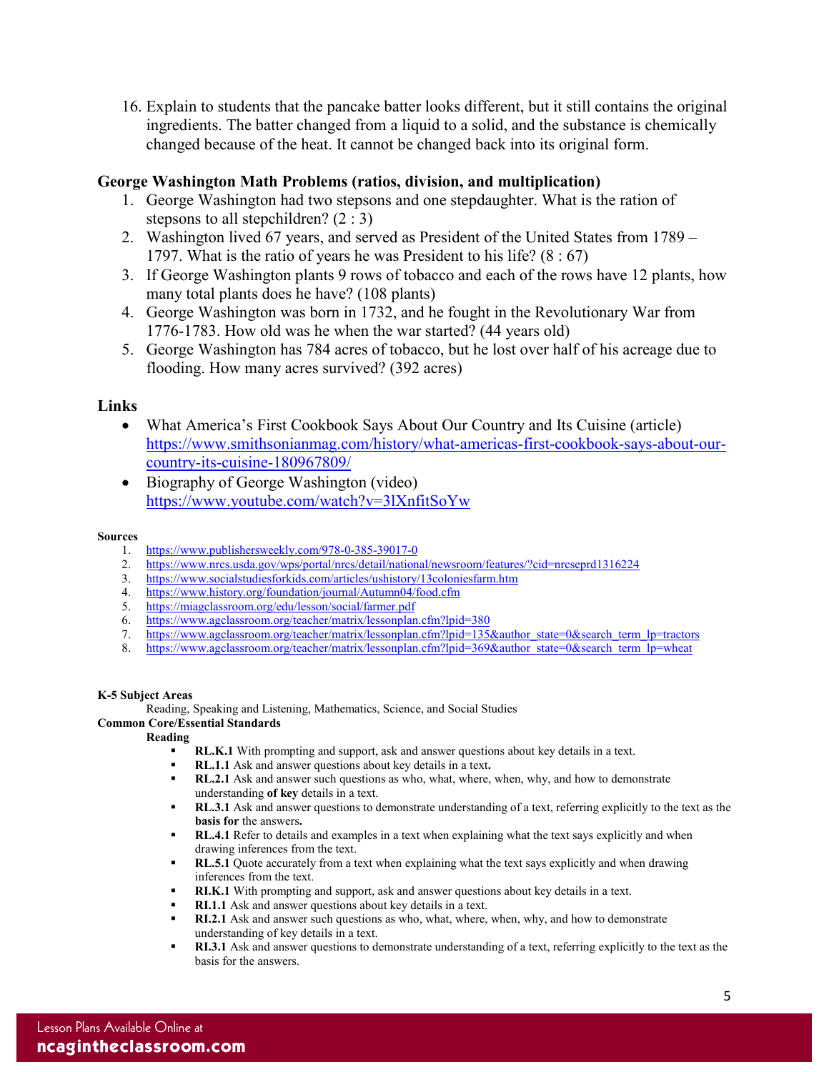16. Explain to students that the pancake batter looks different, but it still contains the original ingredients. The batter changed from a liquid to a solid, and the substance is chemically changed because of the heat. It cannot be changed back into its original form.

### George Washington Math Problems (ratios, division, and multiplication)

1. George Washington had two stepsons and one stepdaughter. What is the ration of stepsons to all stepchildren? (2 : 3)
2. Washington lived 67 years, and served as President of the United States from 1789 – 1797. What is the ratio of years he was President to his life? (8 : 67)
3. If George Washington plants 9 rows of tobacco and each of the rows have 12 plants, how many total plants does he have? (108 plants)
4. George Washington was born in 1732, and he fought in the Revolutionary War from 1776-1783. How old was he when the war started? (44 years old)
5. George Washington has 784 acres of tobacco, but he lost over half of his acreage due to flooding. How many acres survived? (392 acres)

### Links

- What America's First Cookbook Says About Our Country and Its Cuisine (article) https://www.smithsonianmag.com/history/what-americas-first-cookbook-says-about-our-country-its-cuisine-180967809/
- Biography of George Washington (video) https://www.youtube.com/watch?v=3lXnfitSoYw

**Sources**

1. https://www.publishersweekly.com/978-0-385-39017-0
2. https://www.nrcs.usda.gov/wps/portal/nrcs/detail/national/newsroom/features/?cid=nrcseprd1316224
3. https://www.socialstudiesforkids.com/articles/ushistory/13coloniesfarm.htm
4. https://www.history.org/foundation/journal/Autumn04/food.cfm
5. https://miagclassroom.org/edu/lesson/social/farmer.pdf
6. https://www.agclassroom.org/teacher/matrix/lessonplan.cfm?lpid=380
7. https://www.agclassroom.org/teacher/matrix/lessonplan.cfm?lpid=135&author_state=0&search_term_lp=tractors
8. https://www.agclassroom.org/teacher/matrix/lessonplan.cfm?lpid=369&author_state=0&search_term_lp=wheat

**K-5 Subject Areas**

Reading, Speaking and Listening, Mathematics, Science, and Social Studies

**Common Core/Essential Standards**

**Reading**

- **RL.K.1** With prompting and support, ask and answer questions about key details in a text.
- **RL.1.1** Ask and answer questions about key details in a text**.**
- **RL.2.1** Ask and answer such questions as who, what, where, when, why, and how to demonstrate understanding **of key** details in a text.
- **RL.3.1** Ask and answer questions to demonstrate understanding of a text, referring explicitly to the text as the **basis for** the answers**.**
- **RL.4.1** Refer to details and examples in a text when explaining what the text says explicitly and when drawing inferences from the text.
- **RL.5.1** Quote accurately from a text when explaining what the text says explicitly and when drawing inferences from the text.
- **RI.K.1** With prompting and support, ask and answer questions about key details in a text.
- **RI.1.1** Ask and answer questions about key details in a text.
- **RI.2.1** Ask and answer such questions as who, what, where, when, why, and how to demonstrate understanding of key details in a text.
- **RI.3.1** Ask and answer questions to demonstrate understanding of a text, referring explicitly to the text as the basis for the answers.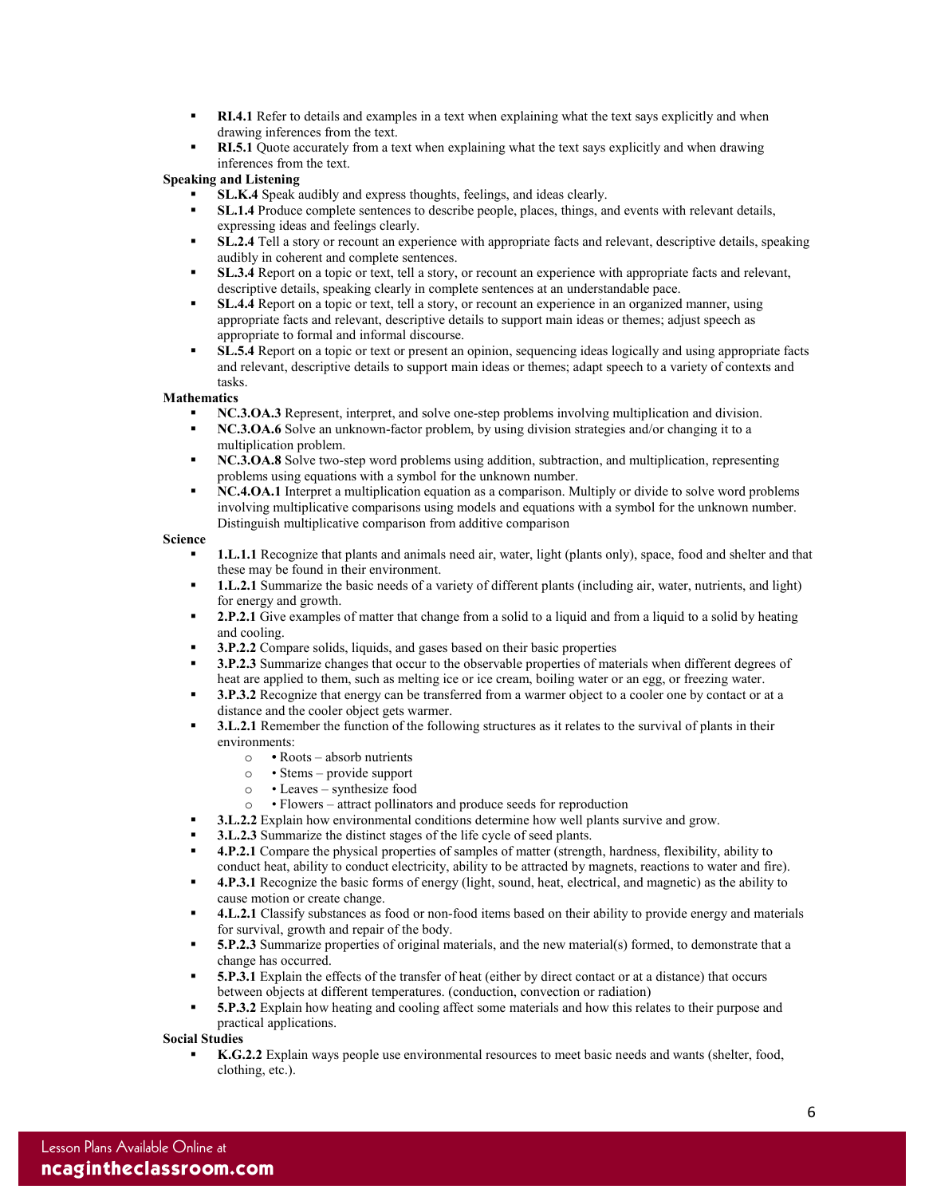- **RI.4.1** Refer to details and examples in a text when explaining what the text says explicitly and when drawing inferences from the text.
- **RI.5.1** Quote accurately from a text when explaining what the text says explicitly and when drawing inferences from the text.

**Speaking and Listening**

- **SL.K.4** Speak audibly and express thoughts, feelings, and ideas clearly.
- **SL.1.4** Produce complete sentences to describe people, places, things, and events with relevant details, expressing ideas and feelings clearly.
- **SL.2.4** Tell a story or recount an experience with appropriate facts and relevant, descriptive details, speaking audibly in coherent and complete sentences.
- **SL.3.4** Report on a topic or text, tell a story, or recount an experience with appropriate facts and relevant, descriptive details, speaking clearly in complete sentences at an understandable pace.
- **SL.4.4** Report on a topic or text, tell a story, or recount an experience in an organized manner, using appropriate facts and relevant, descriptive details to support main ideas or themes; adjust speech as appropriate to formal and informal discourse.
- **SL.5.4** Report on a topic or text or present an opinion, sequencing ideas logically and using appropriate facts and relevant, descriptive details to support main ideas or themes; adapt speech to a variety of contexts and tasks.

**Mathematics**

- **NC.3.OA.3** Represent, interpret, and solve one-step problems involving multiplication and division.
- **NC.3.OA.6** Solve an unknown-factor problem, by using division strategies and/or changing it to a multiplication problem.
- **NC.3.OA.8** Solve two-step word problems using addition, subtraction, and multiplication, representing problems using equations with a symbol for the unknown number.
- **NC.4.OA.1** Interpret a multiplication equation as a comparison. Multiply or divide to solve word problems involving multiplicative comparisons using models and equations with a symbol for the unknown number. Distinguish multiplicative comparison from additive comparison

**Science**

- **1.L.1.1** Recognize that plants and animals need air, water, light (plants only), space, food and shelter and that these may be found in their environment.
- **1.L.2.1** Summarize the basic needs of a variety of different plants (including air, water, nutrients, and light) for energy and growth.
- **2.P.2.1** Give examples of matter that change from a solid to a liquid and from a liquid to a solid by heating and cooling.
- **3.P.2.2** Compare solids, liquids, and gases based on their basic properties
- **3.P.2.3** Summarize changes that occur to the observable properties of materials when different degrees of heat are applied to them, such as melting ice or ice cream, boiling water or an egg, or freezing water.
- **3.P.3.2** Recognize that energy can be transferred from a warmer object to a cooler one by contact or at a distance and the cooler object gets warmer.
- **3.L.2.1** Remember the function of the following structures as it relates to the survival of plants in their environments:
  - • Roots – absorb nutrients
  - • Stems – provide support
  - • Leaves – synthesize food
  - • Flowers – attract pollinators and produce seeds for reproduction
- **3.L.2.2** Explain how environmental conditions determine how well plants survive and grow.
- **3.L.2.3** Summarize the distinct stages of the life cycle of seed plants.
- **4.P.2.1** Compare the physical properties of samples of matter (strength, hardness, flexibility, ability to conduct heat, ability to conduct electricity, ability to be attracted by magnets, reactions to water and fire).
- **4.P.3.1** Recognize the basic forms of energy (light, sound, heat, electrical, and magnetic) as the ability to cause motion or create change.
- **4.L.2.1** Classify substances as food or non-food items based on their ability to provide energy and materials for survival, growth and repair of the body.
- **5.P.2.3** Summarize properties of original materials, and the new material(s) formed, to demonstrate that a change has occurred.
- **5.P.3.1** Explain the effects of the transfer of heat (either by direct contact or at a distance) that occurs between objects at different temperatures. (conduction, convection or radiation)
- **5.P.3.2** Explain how heating and cooling affect some materials and how this relates to their purpose and practical applications.

**Social Studies**

- **K.G.2.2** Explain ways people use environmental resources to meet basic needs and wants (shelter, food, clothing, etc.).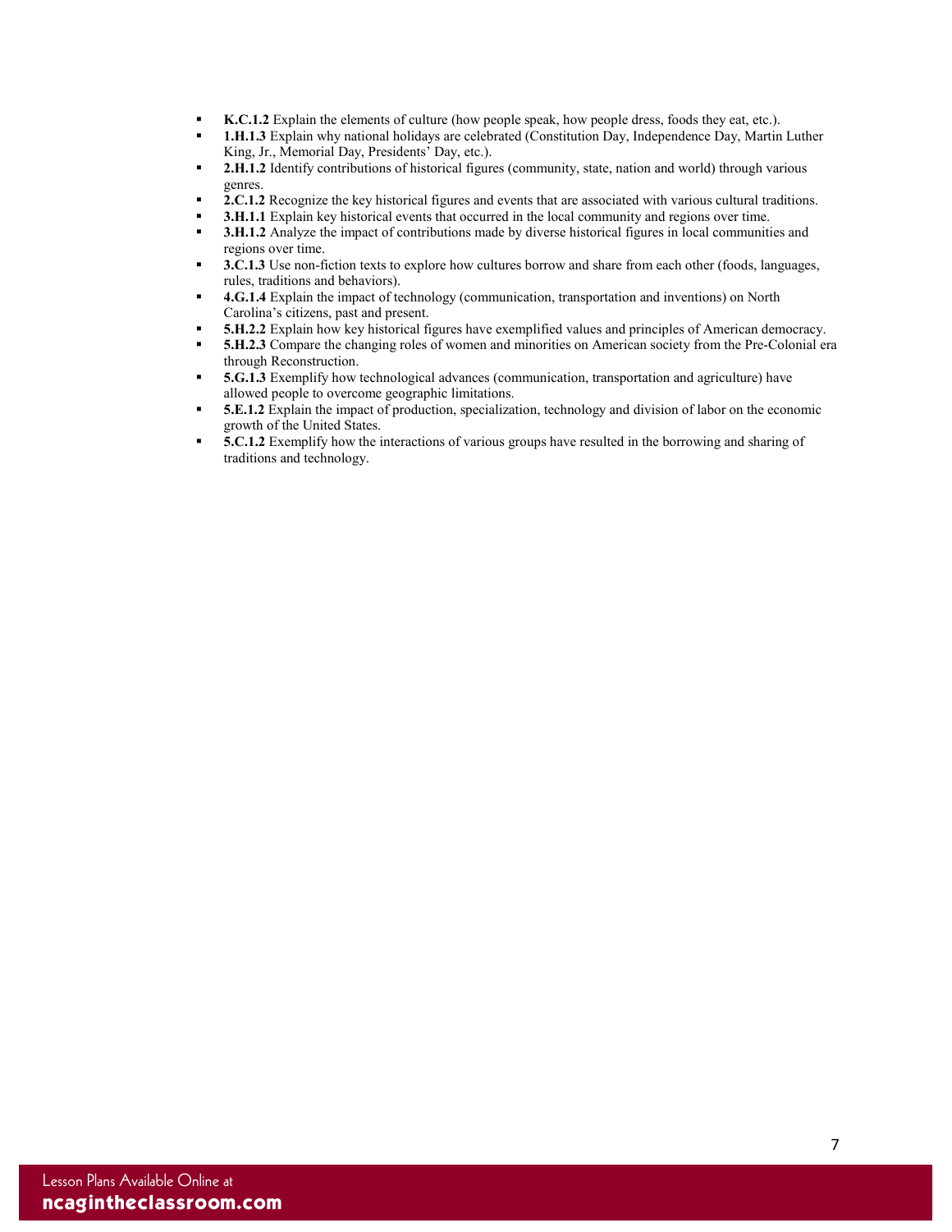- **K.C.1.2** Explain the elements of culture (how people speak, how people dress, foods they eat, etc.).
- **1.H.1.3** Explain why national holidays are celebrated (Constitution Day, Independence Day, Martin Luther King, Jr., Memorial Day, Presidents' Day, etc.).
- **2.H.1.2** Identify contributions of historical figures (community, state, nation and world) through various genres.
- **2.C.1.2** Recognize the key historical figures and events that are associated with various cultural traditions.
- **3.H.1.1** Explain key historical events that occurred in the local community and regions over time.
- **3.H.1.2** Analyze the impact of contributions made by diverse historical figures in local communities and regions over time.
- **3.C.1.3** Use non-fiction texts to explore how cultures borrow and share from each other (foods, languages, rules, traditions and behaviors).
- **4.G.1.4** Explain the impact of technology (communication, transportation and inventions) on North Carolina's citizens, past and present.
- **5.H.2.2** Explain how key historical figures have exemplified values and principles of American democracy.
- **5.H.2.3** Compare the changing roles of women and minorities on American society from the Pre-Colonial era through Reconstruction.
- **5.G.1.3** Exemplify how technological advances (communication, transportation and agriculture) have allowed people to overcome geographic limitations.
- **5.E.1.2** Explain the impact of production, specialization, technology and division of labor on the economic growth of the United States.
- **5.C.1.2** Exemplify how the interactions of various groups have resulted in the borrowing and sharing of traditions and technology.